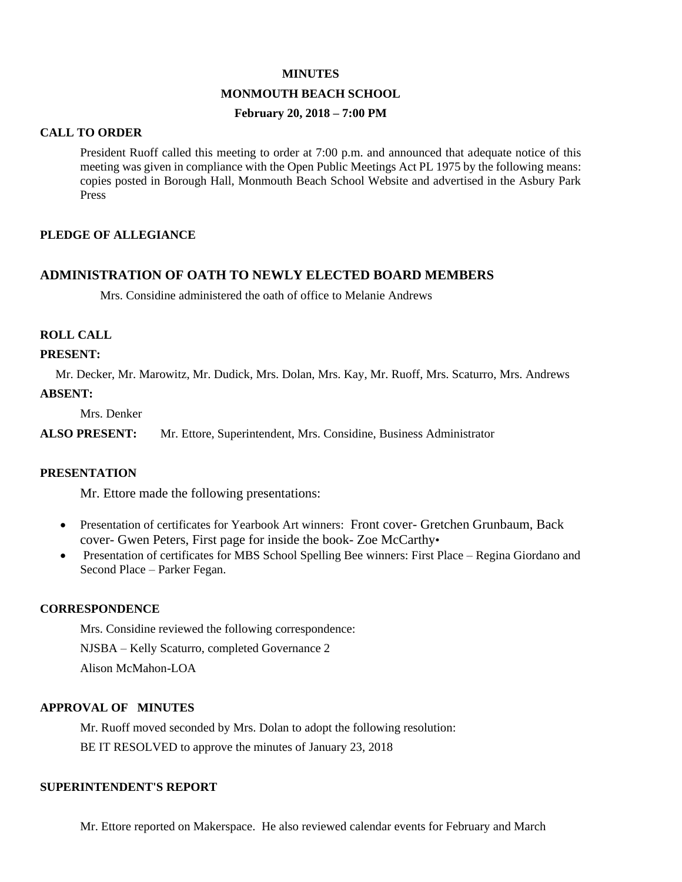**MINUTES**

**MONMOUTH BEACH SCHOOL**

**February 20, 2018 – 7:00 PM**

**CALL TO ORDER**

President Ruoff called this meeting to order at 7:00 p.m. and announced that adequate notice of this meeting was given in compliance with the Open Public Meetings Act PL 1975 by the following means: copies posted in Borough Hall, Monmouth Beach School Website and advertised in the Asbury Park Press

**PLEDGE OF ALLEGIANCE**

## ADMINISTRATION OF OATH TO NEWLY ELECTED BOARD MEMBERS

Mrs. Considine administered the oath of office to Melanie Andrews

**ROLL CALL**

**PRESENT:**

Mr. Decker, Mr. Marowitz, Mr. Dudick, Mrs. Dolan, Mrs. Kay, Mr. Ruoff, Mrs. Scaturro, Mrs. Andrews

**ABSENT:**

Mrs. Denker

**ALSO PRESENT:** Mr. Ettore, Superintendent, Mrs. Considine, Business Administrator

**PRESENTATION**

Mr. Ettore made the following presentations:

- Presentation of certificates for Yearbook Art winners: Front cover- Gretchen Grunbaum, Back cover- Gwen Peters, First page for inside the book- Zoe McCarthy•
- Presentation of certificates for MBS School Spelling Bee winners: First Place – Regina Giordano and Second Place – Parker Fegan.

**CORRESPONDENCE**

Mrs. Considine reviewed the following correspondence:

NJSBA – Kelly Scaturro, completed Governance 2

Alison McMahon-LOA

**APPROVAL OF MINUTES**

Mr. Ruoff moved seconded by Mrs. Dolan to adopt the following resolution:

BE IT RESOLVED to approve the minutes of January 23, 2018

**SUPERINTENDENT'S REPORT**

Mr. Ettore reported on Makerspace. He also reviewed calendar events for February and March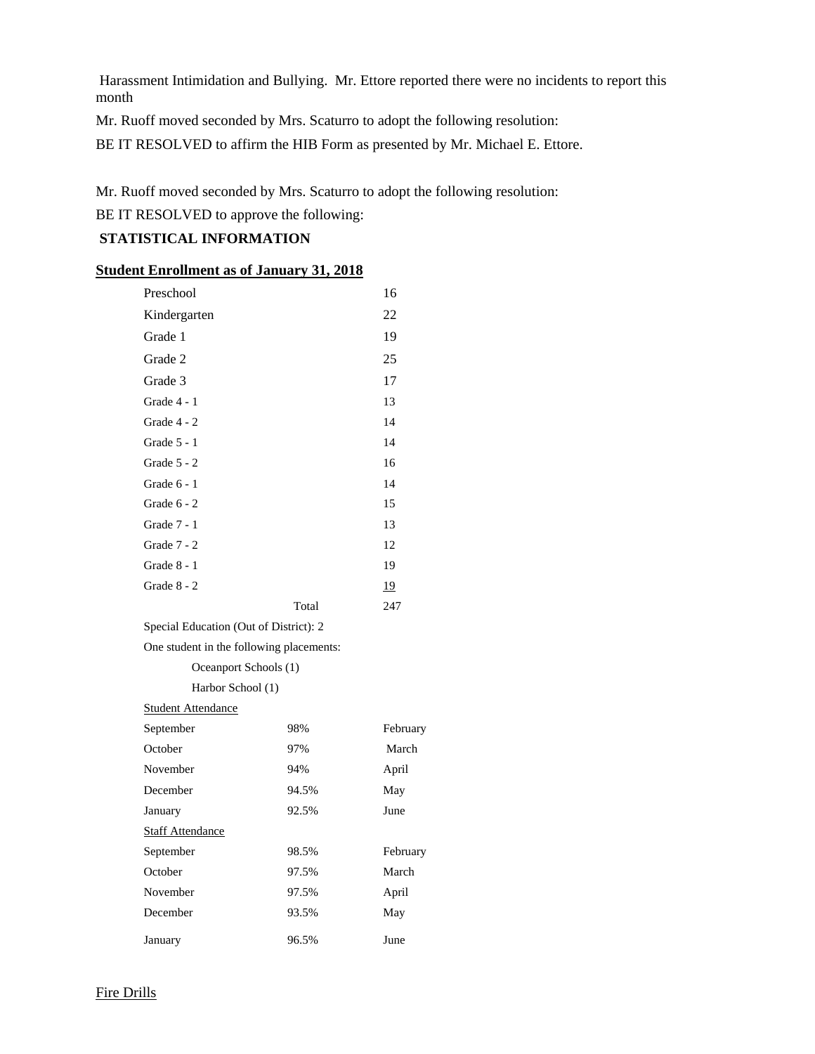Harassment Intimidation and Bullying. Mr. Ettore reported there were no incidents to report this month

Mr. Ruoff moved seconded by Mrs. Scaturro to adopt the following resolution:

BE IT RESOLVED to affirm the HIB Form as presented by Mr. Michael E. Ettore.

Mr. Ruoff moved seconded by Mrs. Scaturro to adopt the following resolution:

BE IT RESOLVED to approve the following:

**STATISTICAL INFORMATION**

**Student Enrollment as of January 31, 2018**

| | | |
|---|---|---|
| Preschool | | 16 |
| Kindergarten | | 22 |
| Grade 1 | | 19 |
| Grade 2 | | 25 |
| Grade 3 | | 17 |
| Grade 4 - 1 | | 13 |
| Grade 4 - 2 | | 14 |
| Grade 5 - 1 | | 14 |
| Grade 5 - 2 | | 16 |
| Grade 6 - 1 | | 14 |
| Grade 6 - 2 | | 15 |
| Grade 7 - 1 | | 13 |
| Grade 7 - 2 | | 12 |
| Grade 8 - 1 | | 19 |
| Grade 8 - 2 | | 19 |
| | Total | 247 |

Special Education (Out of District): 2

One student in the following placements:

- Oceanport Schools (1)
- Harbor School (1)

Student Attendance

| | | |
|---|---|---|
| September | 98% | February |
| October | 97% | March |
| November | 94% | April |
| December | 94.5% | May |
| January | 92.5% | June |

Staff Attendance

| | | |
|---|---|---|
| September | 98.5% | February |
| October | 97.5% | March |
| November | 97.5% | April |
| December | 93.5% | May |
| January | 96.5% | June |

Fire Drills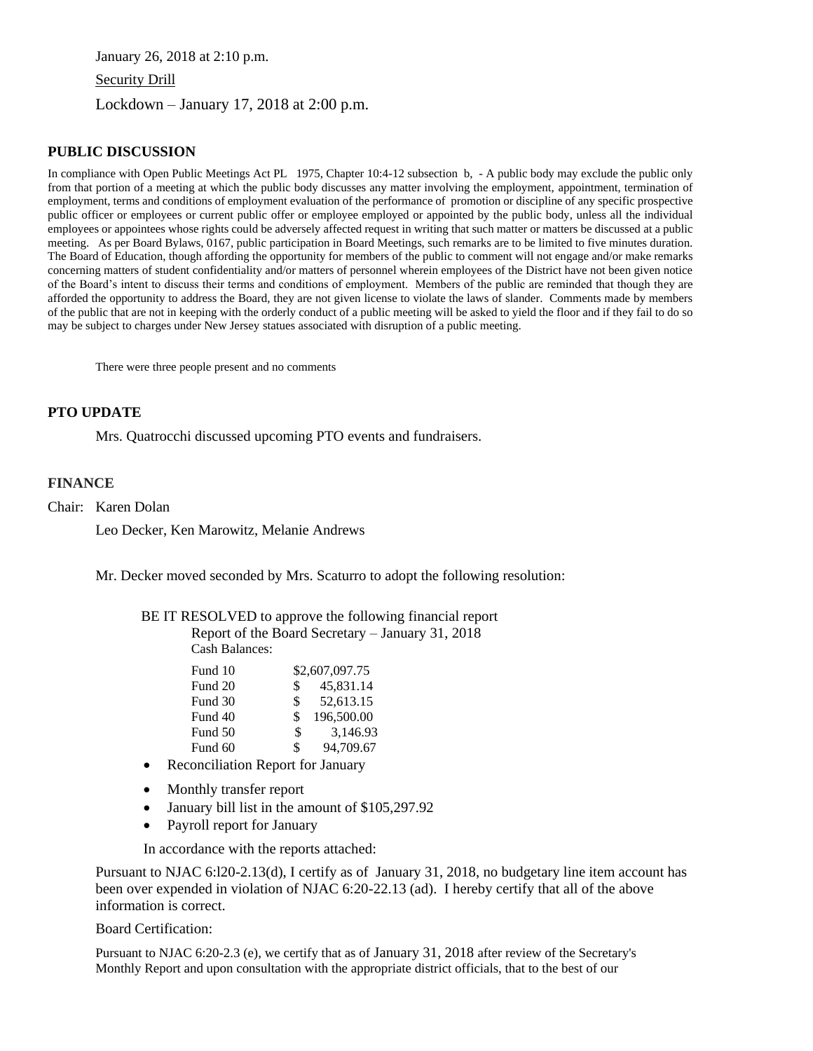January 26, 2018 at 2:10 p.m.

Security Drill

Lockdown – January 17, 2018 at 2:00 p.m.

## PUBLIC DISCUSSION

In compliance with Open Public Meetings Act PL 1975, Chapter 10:4-12 subsection b, - A public body may exclude the public only from that portion of a meeting at which the public body discusses any matter involving the employment, appointment, termination of employment, terms and conditions of employment evaluation of the performance of promotion or discipline of any specific prospective public officer or employees or current public offer or employee employed or appointed by the public body, unless all the individual employees or appointees whose rights could be adversely affected request in writing that such matter or matters be discussed at a public meeting. As per Board Bylaws, 0167, public participation in Board Meetings, such remarks are to be limited to five minutes duration. The Board of Education, though affording the opportunity for members of the public to comment will not engage and/or make remarks concerning matters of student confidentiality and/or matters of personnel wherein employees of the District have not been given notice of the Board's intent to discuss their terms and conditions of employment. Members of the public are reminded that though they are afforded the opportunity to address the Board, they are not given license to violate the laws of slander. Comments made by members of the public that are not in keeping with the orderly conduct of a public meeting will be asked to yield the floor and if they fail to do so may be subject to charges under New Jersey statues associated with disruption of a public meeting.

There were three people present and no comments

## PTO UPDATE

Mrs. Quatrocchi discussed upcoming PTO events and fundraisers.

## FINANCE

Chair: Karen Dolan

Leo Decker, Ken Marowitz, Melanie Andrews

Mr. Decker moved seconded by Mrs. Scaturro to adopt the following resolution:

BE IT RESOLVED to approve the following financial report

Report of the Board Secretary – January 31, 2018

Cash Balances:

| | |
|---|---|
| Fund 10 | $2,607,097.75 |
| Fund 20 | $ 45,831.14 |
| Fund 30 | $ 52,613.15 |
| Fund 40 | $ 196,500.00 |
| Fund 50 | $ 3,146.93 |
| Fund 60 | $ 94,709.67 |

- Reconciliation Report for January
- Monthly transfer report
- January bill list in the amount of $105,297.92
- Payroll report for January

In accordance with the reports attached:

Pursuant to NJAC 6:l20-2.13(d), I certify as of January 31, 2018, no budgetary line item account has been over expended in violation of NJAC 6:20-22.13 (ad). I hereby certify that all of the above information is correct.

Board Certification:

Pursuant to NJAC 6:20-2.3 (e), we certify that as of January 31, 2018 after review of the Secretary's Monthly Report and upon consultation with the appropriate district officials, that to the best of our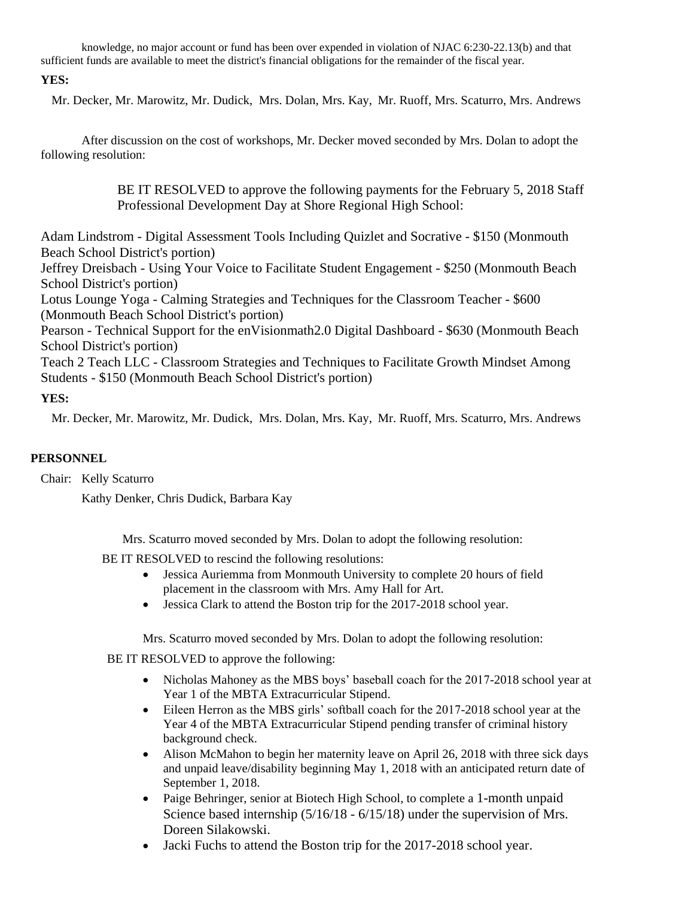knowledge, no major account or fund has been over expended in violation of NJAC 6:230-22.13(b) and that sufficient funds are available to meet the district's financial obligations for the remainder of the fiscal year.

**YES:**

Mr. Decker, Mr. Marowitz, Mr. Dudick, Mrs. Dolan, Mrs. Kay, Mr. Ruoff, Mrs. Scaturro, Mrs. Andrews

After discussion on the cost of workshops, Mr. Decker moved seconded by Mrs. Dolan to adopt the following resolution:

BE IT RESOLVED to approve the following payments for the February 5, 2018 Staff Professional Development Day at Shore Regional High School:

Adam Lindstrom - Digital Assessment Tools Including Quizlet and Socrative - $150 (Monmouth Beach School District's portion)
Jeffrey Dreisbach - Using Your Voice to Facilitate Student Engagement - $250 (Monmouth Beach School District's portion)
Lotus Lounge Yoga - Calming Strategies and Techniques for the Classroom Teacher - $600 (Monmouth Beach School District's portion)
Pearson - Technical Support for the enVisionmath2.0 Digital Dashboard - $630 (Monmouth Beach School District's portion)
Teach 2 Teach LLC - Classroom Strategies and Techniques to Facilitate Growth Mindset Among Students - $150 (Monmouth Beach School District's portion)

**YES:**

Mr. Decker, Mr. Marowitz, Mr. Dudick, Mrs. Dolan, Mrs. Kay, Mr. Ruoff, Mrs. Scaturro, Mrs. Andrews

## PERSONNEL

Chair: Kelly Scaturro

Kathy Denker, Chris Dudick, Barbara Kay

Mrs. Scaturro moved seconded by Mrs. Dolan to adopt the following resolution:

BE IT RESOLVED to rescind the following resolutions:

- Jessica Auriemma from Monmouth University to complete 20 hours of field placement in the classroom with Mrs. Amy Hall for Art.
- Jessica Clark to attend the Boston trip for the 2017-2018 school year.

Mrs. Scaturro moved seconded by Mrs. Dolan to adopt the following resolution:

BE IT RESOLVED to approve the following:

- Nicholas Mahoney as the MBS boys' baseball coach for the 2017-2018 school year at Year 1 of the MBTA Extracurricular Stipend.
- Eileen Herron as the MBS girls' softball coach for the 2017-2018 school year at the Year 4 of the MBTA Extracurricular Stipend pending transfer of criminal history background check.
- Alison McMahon to begin her maternity leave on April 26, 2018 with three sick days and unpaid leave/disability beginning May 1, 2018 with an anticipated return date of September 1, 2018.
- Paige Behringer, senior at Biotech High School, to complete a 1-month unpaid Science based internship (5/16/18 - 6/15/18) under the supervision of Mrs. Doreen Silakowski.
- Jacki Fuchs to attend the Boston trip for the 2017-2018 school year.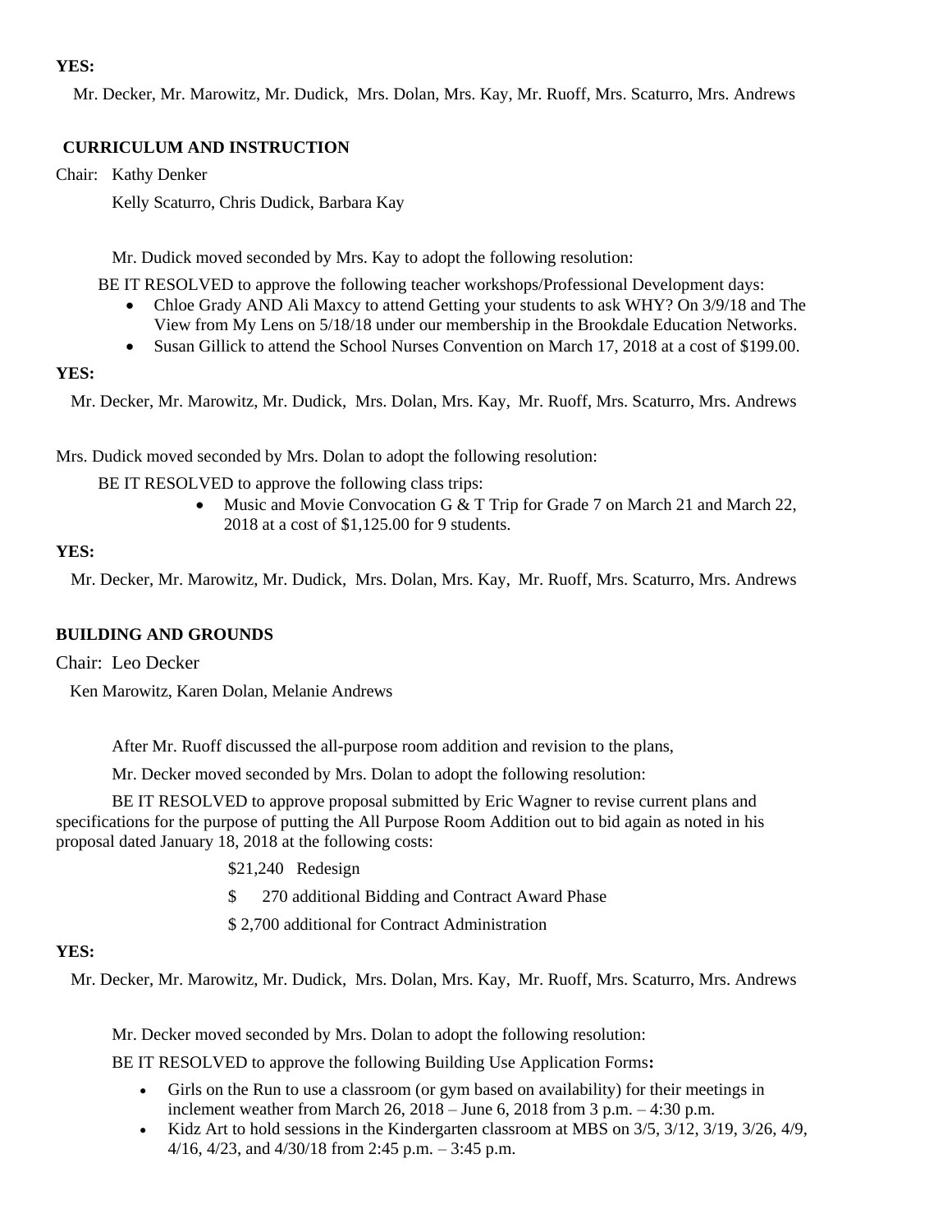**YES:**

Mr. Decker, Mr. Marowitz, Mr. Dudick, Mrs. Dolan, Mrs. Kay, Mr. Ruoff, Mrs. Scaturro, Mrs. Andrews

**CURRICULUM AND INSTRUCTION**

Chair: Kathy Denker

Kelly Scaturro, Chris Dudick, Barbara Kay

Mr. Dudick moved seconded by Mrs. Kay to adopt the following resolution:

BE IT RESOLVED to approve the following teacher workshops/Professional Development days:

- Chloe Grady AND Ali Maxcy to attend Getting your students to ask WHY? On 3/9/18 and The View from My Lens on 5/18/18 under our membership in the Brookdale Education Networks.
- Susan Gillick to attend the School Nurses Convention on March 17, 2018 at a cost of $199.00.

**YES:**

Mr. Decker, Mr. Marowitz, Mr. Dudick, Mrs. Dolan, Mrs. Kay, Mr. Ruoff, Mrs. Scaturro, Mrs. Andrews

Mrs. Dudick moved seconded by Mrs. Dolan to adopt the following resolution:

BE IT RESOLVED to approve the following class trips:

- Music and Movie Convocation G & T Trip for Grade 7 on March 21 and March 22, 2018 at a cost of $1,125.00 for 9 students.

**YES:**

Mr. Decker, Mr. Marowitz, Mr. Dudick, Mrs. Dolan, Mrs. Kay, Mr. Ruoff, Mrs. Scaturro, Mrs. Andrews

**BUILDING AND GROUNDS**

Chair: Leo Decker

Ken Marowitz, Karen Dolan, Melanie Andrews

After Mr. Ruoff discussed the all-purpose room addition and revision to the plans,

Mr. Decker moved seconded by Mrs. Dolan to adopt the following resolution:

BE IT RESOLVED to approve proposal submitted by Eric Wagner to revise current plans and specifications for the purpose of putting the All Purpose Room Addition out to bid again as noted in his proposal dated January 18, 2018 at the following costs:

$21,240 Redesign

$ 270 additional Bidding and Contract Award Phase

$ 2,700 additional for Contract Administration

**YES:**

Mr. Decker, Mr. Marowitz, Mr. Dudick, Mrs. Dolan, Mrs. Kay, Mr. Ruoff, Mrs. Scaturro, Mrs. Andrews

Mr. Decker moved seconded by Mrs. Dolan to adopt the following resolution:

BE IT RESOLVED to approve the following Building Use Application Forms**:**

- Girls on the Run to use a classroom (or gym based on availability) for their meetings in inclement weather from March 26, 2018 – June 6, 2018 from 3 p.m. – 4:30 p.m.
- Kidz Art to hold sessions in the Kindergarten classroom at MBS on 3/5, 3/12, 3/19, 3/26, 4/9, 4/16, 4/23, and 4/30/18 from 2:45 p.m. – 3:45 p.m.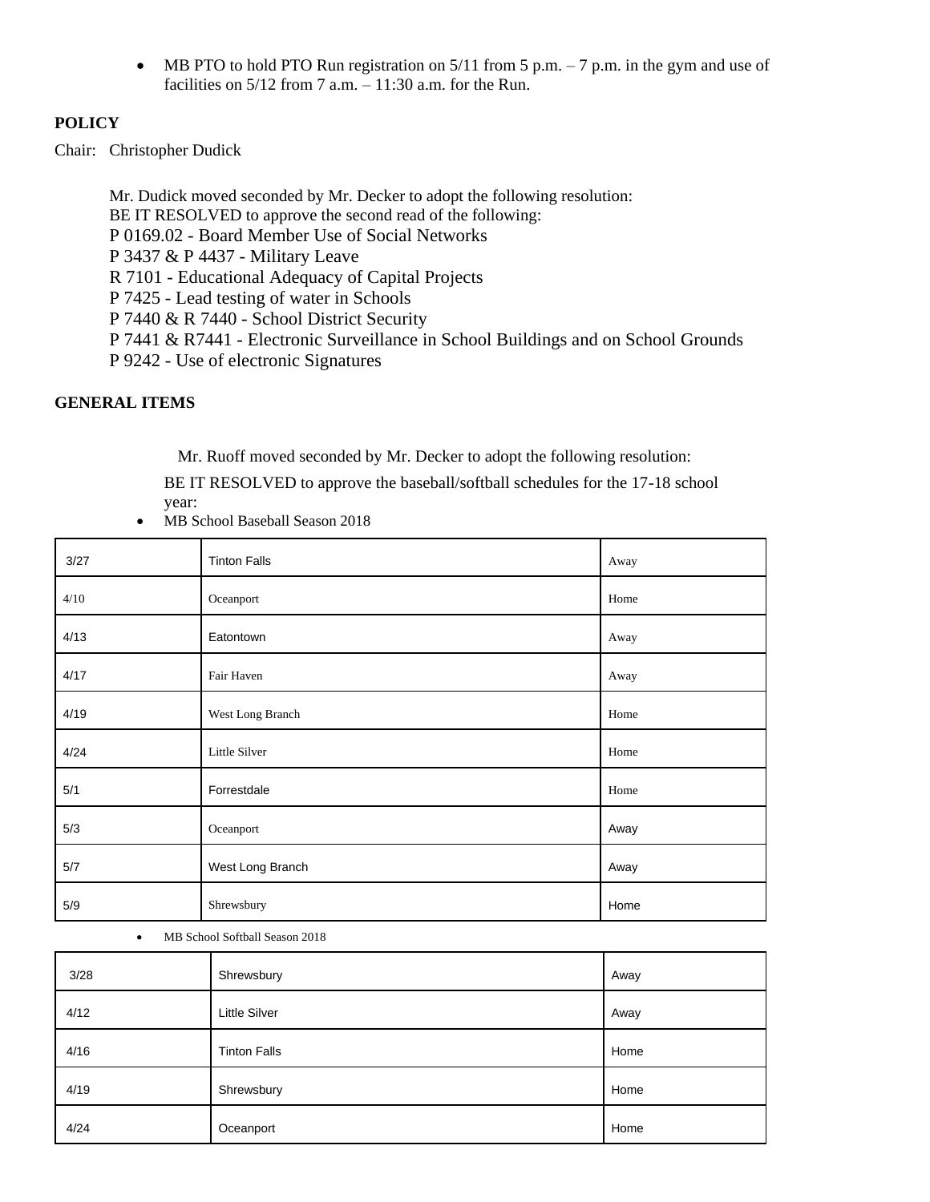- MB PTO to hold PTO Run registration on 5/11 from 5 p.m. – 7 p.m. in the gym and use of facilities on 5/12 from 7 a.m. – 11:30 a.m. for the Run.

**POLICY**

Chair: Christopher Dudick

Mr. Dudick moved seconded by Mr. Decker to adopt the following resolution:
BE IT RESOLVED to approve the second read of the following:
P 0169.02 - Board Member Use of Social Networks
P 3437 & P 4437 - Military Leave
R 7101 - Educational Adequacy of Capital Projects
P 7425 - Lead testing of water in Schools
P 7440 & R 7440 - School District Security
P 7441 & R7441 - Electronic Surveillance in School Buildings and on School Grounds
P 9242 - Use of electronic Signatures

**GENERAL ITEMS**

Mr. Ruoff moved seconded by Mr. Decker to adopt the following resolution:

BE IT RESOLVED to approve the baseball/softball schedules for the 17-18 school year:

- MB School Baseball Season 2018

| | | |
|---|---|---|
| 3/27 | Tinton Falls | Away |
| 4/10 | Oceanport | Home |
| 4/13 | Eatontown | Away |
| 4/17 | Fair Haven | Away |
| 4/19 | West Long Branch | Home |
| 4/24 | Little Silver | Home |
| 5/1 | Forrestdale | Home |
| 5/3 | Oceanport | Away |
| 5/7 | West Long Branch | Away |
| 5/9 | Shrewsbury | Home |

- MB School Softball Season 2018

| | | |
|---|---|---|
| 3/28 | Shrewsbury | Away |
| 4/12 | Little Silver | Away |
| 4/16 | Tinton Falls | Home |
| 4/19 | Shrewsbury | Home |
| 4/24 | Oceanport | Home |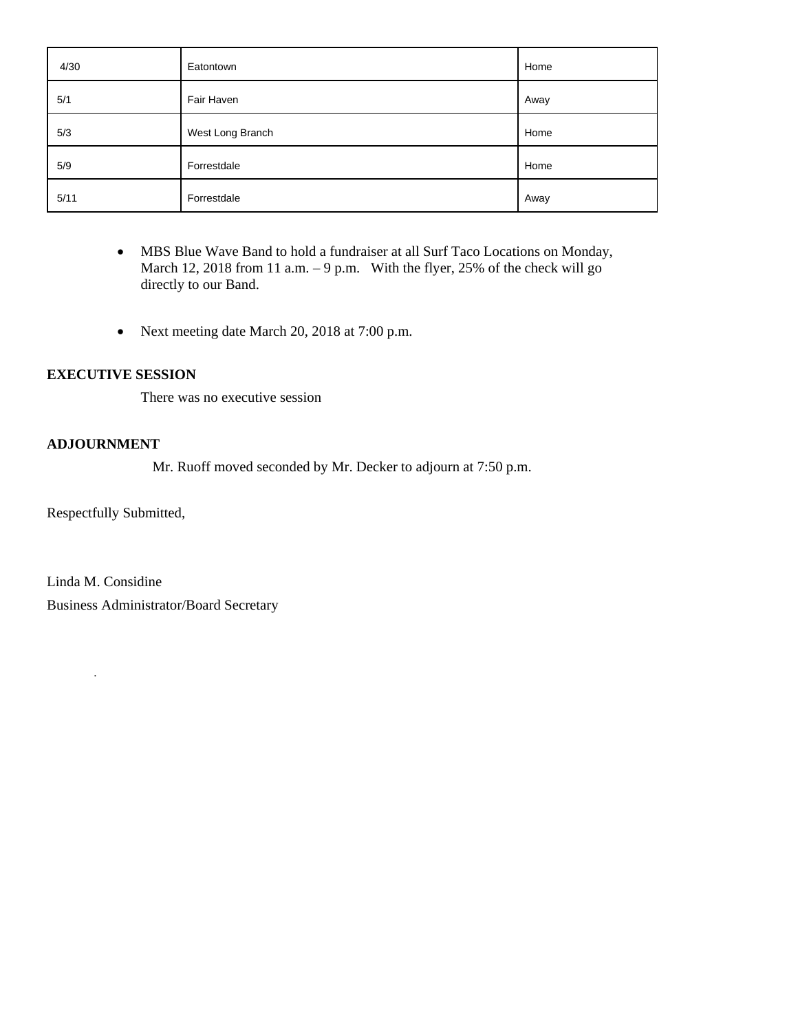| | | |
|---|---|---|
| 4/30 | Eatontown | Home |
| 5/1 | Fair Haven | Away |
| 5/3 | West Long Branch | Home |
| 5/9 | Forrestdale | Home |
| 5/11 | Forrestdale | Away |

- MBS Blue Wave Band to hold a fundraiser at all Surf Taco Locations on Monday, March 12, 2018 from 11 a.m. – 9 p.m. With the flyer, 25% of the check will go directly to our Band.

- Next meeting date March 20, 2018 at 7:00 p.m.

**EXECUTIVE SESSION**

There was no executive session

**ADJOURNMENT**

Mr. Ruoff moved seconded by Mr. Decker to adjourn at 7:50 p.m.

Respectfully Submitted,

Linda M. Considine
Business Administrator/Board Secretary